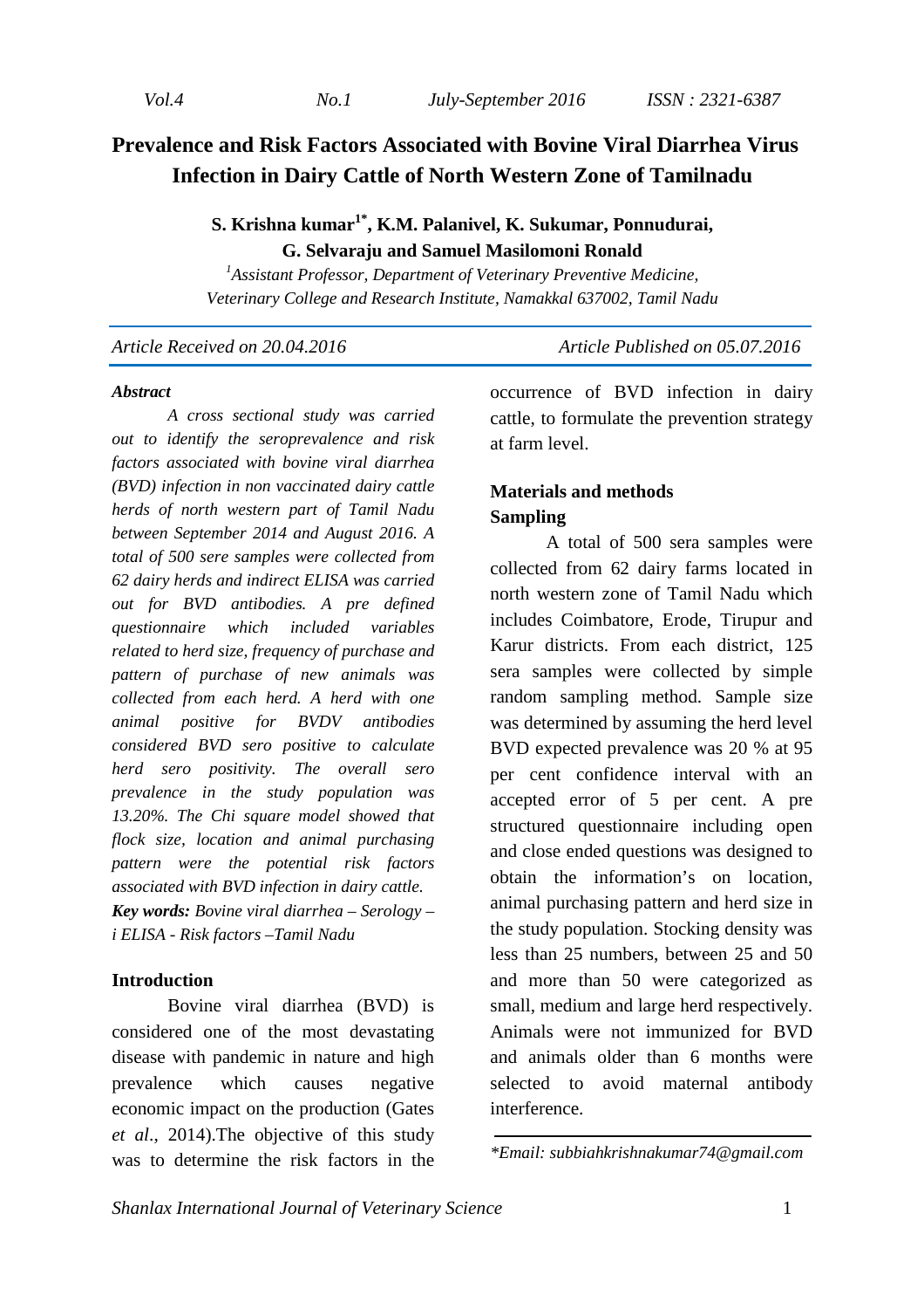# Prevalence and Risk Factors Associated with Bovine Viral Diarrhea Virus Infection in Dairy Cattle of North Western Zone of Tamilnadu

**S. Krishna kumar[1*], K.M. Palanivel, K. Sukumar, Ponnudurai, G. Selvaraju and Samuel Masilomoni Ronald**

*[1]Assistant Professor, Department of Veterinary Preventive Medicine, Veterinary College and Research Institute, Namakkal 637002, Tamil Nadu*

*Article Received on 20.04.2016* *Article Published on 05.07.2016*

***Abstract***

*A cross sectional study was carried out to identify the seroprevalence and risk factors associated with bovine viral diarrhea (BVD) infection in non vaccinated dairy cattle herds of north western part of Tamil Nadu between September 2014 and August 2016. A total of 500 sere samples were collected from 62 dairy herds and indirect ELISA was carried out for BVD antibodies. A pre defined questionnaire which included variables related to herd size, frequency of purchase and pattern of purchase of new animals was collected from each herd. A herd with one animal positive for BVDV antibodies considered BVD sero positive to calculate herd sero positivity. The overall sero prevalence in the study population was 13.20%. The Chi square model showed that flock size, location and animal purchasing pattern were the potential risk factors associated with BVD infection in dairy cattle.*

***Key words:*** *Bovine viral diarrhea – Serology – i ELISA - Risk factors –Tamil Nadu*

## Introduction

Bovine viral diarrhea (BVD) is considered one of the most devastating disease with pandemic in nature and high prevalence which causes negative economic impact on the production (Gates *et al*., 2014).The objective of this study was to determine the risk factors in the occurrence of BVD infection in dairy cattle, to formulate the prevention strategy at farm level.

## Materials and methods

### Sampling

A total of 500 sera samples were collected from 62 dairy farms located in north western zone of Tamil Nadu which includes Coimbatore, Erode, Tirupur and Karur districts. From each district, 125 sera samples were collected by simple random sampling method. Sample size was determined by assuming the herd level BVD expected prevalence was 20 % at 95 per cent confidence interval with an accepted error of 5 per cent. A pre structured questionnaire including open and close ended questions was designed to obtain the information's on location, animal purchasing pattern and herd size in the study population. Stocking density was less than 25 numbers, between 25 and 50 and more than 50 were categorized as small, medium and large herd respectively. Animals were not immunized for BVD and animals older than 6 months were selected to avoid maternal antibody interference.

*\*Email: subbiahkrishnakumar74@gmail.com*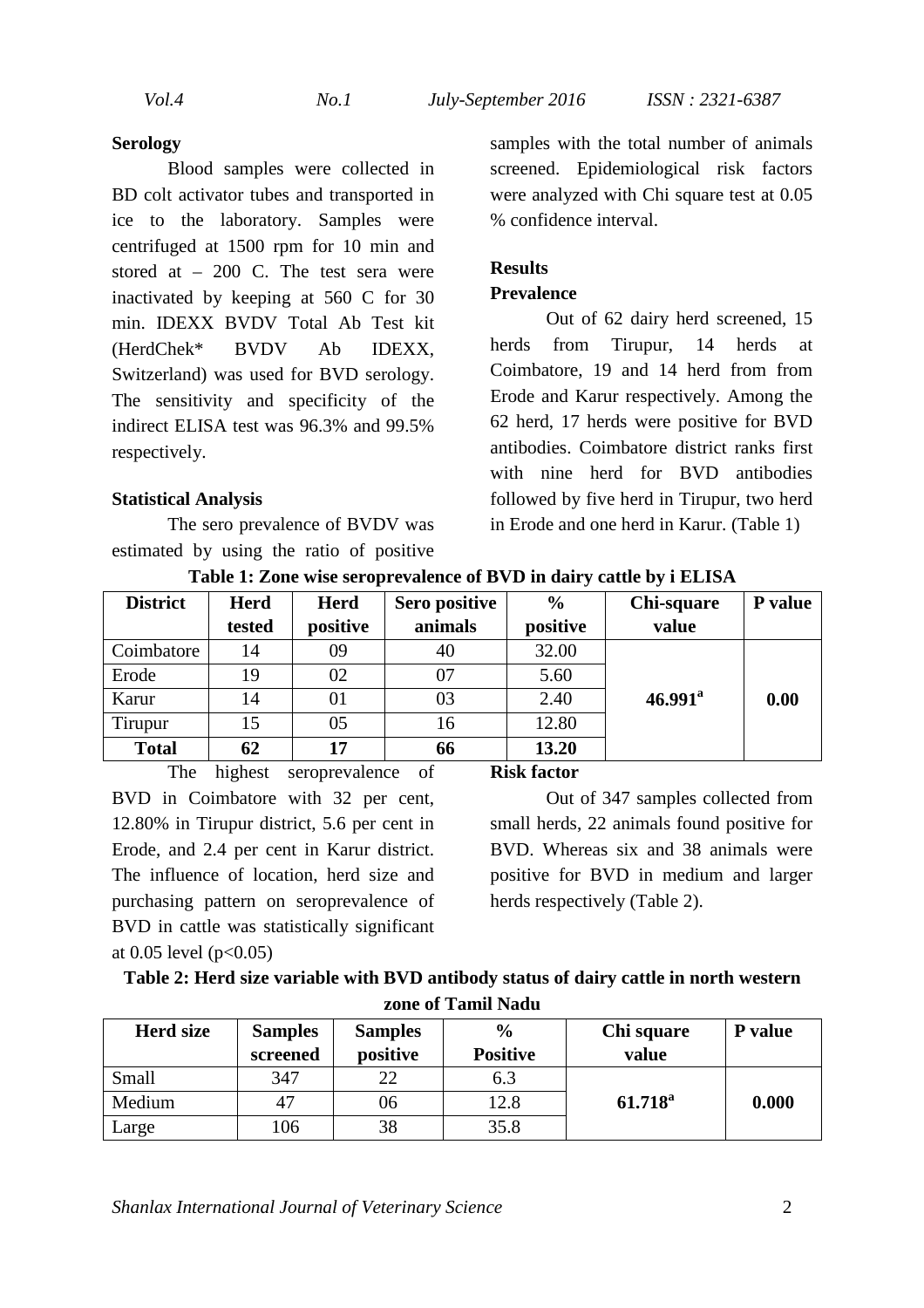### Serology

Blood samples were collected in BD colt activator tubes and transported in ice to the laboratory. Samples were centrifuged at 1500 rpm for 10 min and stored at – 200 C. The test sera were inactivated by keeping at 560 C for 30 min. IDEXX BVDV Total Ab Test kit (HerdChek* BVDV Ab IDEXX, Switzerland) was used for BVD serology. The sensitivity and specificity of the indirect ELISA test was 96.3% and 99.5% respectively.

### Statistical Analysis

The sero prevalence of BVDV was estimated by using the ratio of positive samples with the total number of animals screened. Epidemiological risk factors were analyzed with Chi square test at 0.05 % confidence interval.

## Results

### Prevalence

Out of 62 dairy herd screened, 15 herds from Tirupur, 14 herds at Coimbatore, 19 and 14 herd from from Erode and Karur respectively. Among the 62 herd, 17 herds were positive for BVD antibodies. Coimbatore district ranks first with nine herd for BVD antibodies followed by five herd in Tirupur, two herd in Erode and one herd in Karur. (Table 1)

**Table 1: Zone wise seroprevalence of BVD in dairy cattle by i ELISA**

| District | Herd tested | Herd positive | Sero positive animals | % positive | Chi-square value | P value |
|---|---|---|---|---|---|---|
| Coimbatore | 14 | 09 | 40 | 32.00 | **46.991[a]** | **0.00** |
| Erode | 19 | 02 | 07 | 5.60 | | |
| Karur | 14 | 01 | 03 | 2.40 | | |
| Tirupur | 15 | 05 | 16 | 12.80 | | |
| **Total** | **62** | **17** | **66** | **13.20** | | |

The highest seroprevalence of BVD in Coimbatore with 32 per cent, 12.80% in Tirupur district, 5.6 per cent in Erode, and 2.4 per cent in Karur district. The influence of location, herd size and purchasing pattern on seroprevalence of BVD in cattle was statistically significant at 0.05 level ($p<0.05$)

### Risk factor

Out of 347 samples collected from small herds, 22 animals found positive for BVD. Whereas six and 38 animals were positive for BVD in medium and larger herds respectively (Table 2).

**Table 2: Herd size variable with BVD antibody status of dairy cattle in north western zone of Tamil Nadu**

| Herd size | Samples screened | Samples positive | % Positive | Chi square value | P value |
|---|---|---|---|---|---|
| Small | 347 | 22 | 6.3 | **61.718[a]** | **0.000** |
| Medium | 47 | 06 | 12.8 | | |
| Large | 106 | 38 | 35.8 | | |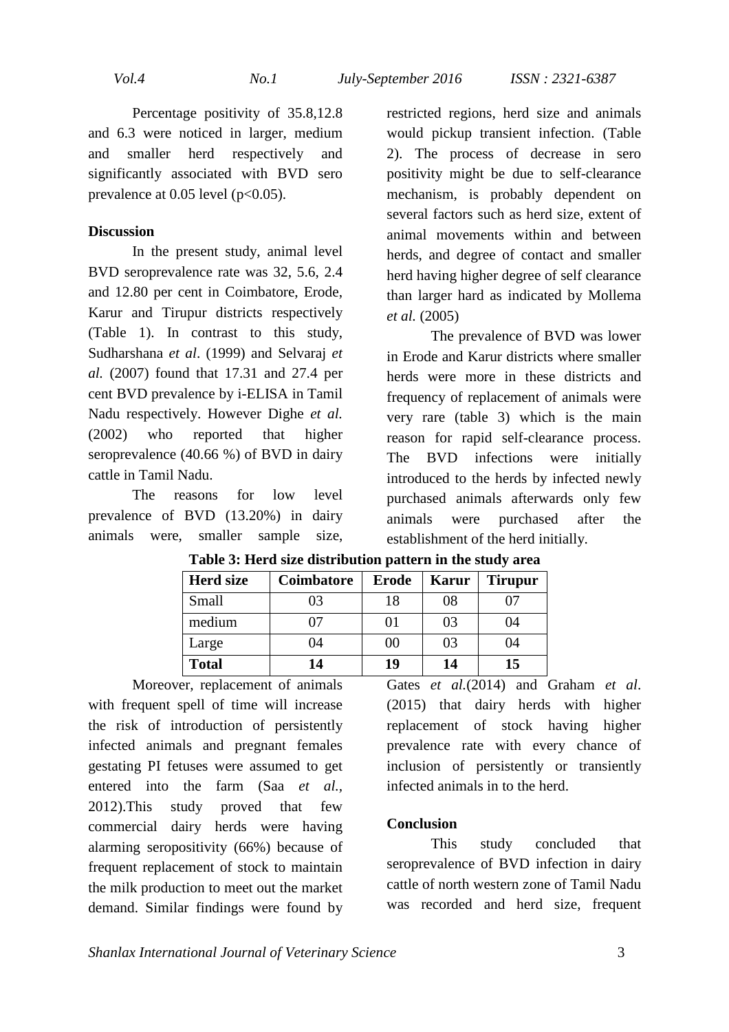Percentage positivity of 35.8,12.8 and 6.3 were noticed in larger, medium and smaller herd respectively and significantly associated with BVD sero prevalence at 0.05 level ($p<0.05$).

**Discussion**

In the present study, animal level BVD seroprevalence rate was 32, 5.6, 2.4 and 12.80 per cent in Coimbatore, Erode, Karur and Tirupur districts respectively (Table 1). In contrast to this study, Sudharshana *et al*. (1999) and Selvaraj *et al.* (2007) found that 17.31 and 27.4 per cent BVD prevalence by i-ELISA in Tamil Nadu respectively. However Dighe *et al.* (2002) who reported that higher seroprevalence (40.66 %) of BVD in dairy cattle in Tamil Nadu.

The reasons for low level prevalence of BVD (13.20%) in dairy animals were, smaller sample size, restricted regions, herd size and animals would pickup transient infection. (Table 2). The process of decrease in sero positivity might be due to self-clearance mechanism, is probably dependent on several factors such as herd size, extent of animal movements within and between herds, and degree of contact and smaller herd having higher degree of self clearance than larger hard as indicated by Mollema *et al.* (2005)

The prevalence of BVD was lower in Erode and Karur districts where smaller herds were more in these districts and frequency of replacement of animals were very rare (table 3) which is the main reason for rapid self-clearance process. The BVD infections were initially introduced to the herds by infected newly purchased animals afterwards only few animals were purchased after the establishment of the herd initially.

**Table 3: Herd size distribution pattern in the study area**

| Herd size | Coimbatore | Erode | Karur | Tirupur |
|---|---|---|---|---|
| Small | 03 | 18 | 08 | 07 |
| medium | 07 | 01 | 03 | 04 |
| Large | 04 | 00 | 03 | 04 |
| **Total** | **14** | **19** | **14** | **15** |

Moreover, replacement of animals with frequent spell of time will increase the risk of introduction of persistently infected animals and pregnant females gestating PI fetuses were assumed to get entered into the farm (Saa *et al.*, 2012).This study proved that few commercial dairy herds were having alarming seropositivity (66%) because of frequent replacement of stock to maintain the milk production to meet out the market demand. Similar findings were found by Gates *et al.*(2014) and Graham *et al*. (2015) that dairy herds with higher replacement of stock having higher prevalence rate with every chance of inclusion of persistently or transiently infected animals in to the herd.

**Conclusion**

This study concluded that seroprevalence of BVD infection in dairy cattle of north western zone of Tamil Nadu was recorded and herd size, frequent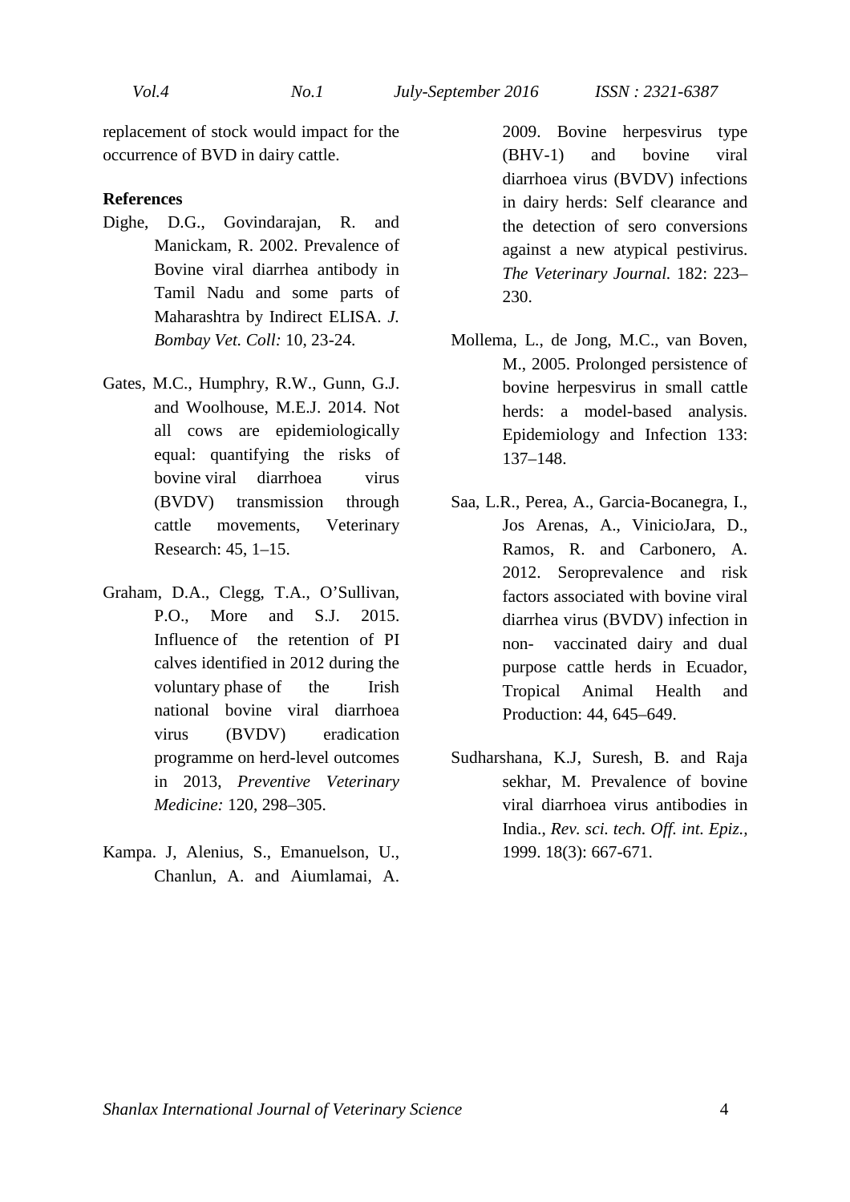replacement of stock would impact for the occurrence of BVD in dairy cattle.

**References**

Dighe, D.G., Govindarajan, R. and Manickam, R. 2002. Prevalence of Bovine viral diarrhea antibody in Tamil Nadu and some parts of Maharashtra by Indirect ELISA. *J. Bombay Vet. Coll:* 10, 23-24.

Gates, M.C., Humphry, R.W., Gunn, G.J. and Woolhouse, M.E.J. 2014. Not all cows are epidemiologically equal: quantifying the risks of bovine viral diarrhoea virus (BVDV) transmission through cattle movements, Veterinary Research: 45, 1–15.

Graham, D.A., Clegg, T.A., O'Sullivan, P.O., More and S.J. 2015. Influence of the retention of PI calves identified in 2012 during the voluntary phase of the Irish national bovine viral diarrhoea virus (BVDV) eradication programme on herd-level outcomes in 2013, *Preventive Veterinary Medicine:* 120, 298–305.

Kampa. J, Alenius, S., Emanuelson, U., Chanlun, A. and Aiumlamai, A. 2009. Bovine herpesvirus type (BHV-1) and bovine viral diarrhoea virus (BVDV) infections in dairy herds: Self clearance and the detection of sero conversions against a new atypical pestivirus. *The Veterinary Journal.* 182: 223–230.

Mollema, L., de Jong, M.C., van Boven, M., 2005. Prolonged persistence of bovine herpesvirus in small cattle herds: a model-based analysis. Epidemiology and Infection 133: 137–148.

Saa, L.R., Perea, A., Garcia-Bocanegra, I., Jos Arenas, A., VinicioJara, D., Ramos, R. and Carbonero, A. 2012. Seroprevalence and risk factors associated with bovine viral diarrhea virus (BVDV) infection in non- vaccinated dairy and dual purpose cattle herds in Ecuador, Tropical Animal Health and Production: 44, 645–649.

Sudharshana, K.J, Suresh, B. and Raja sekhar, M. Prevalence of bovine viral diarrhoea virus antibodies in India., *Rev. sci. tech. Off. int. Epiz.*, 1999. 18(3): 667-671.